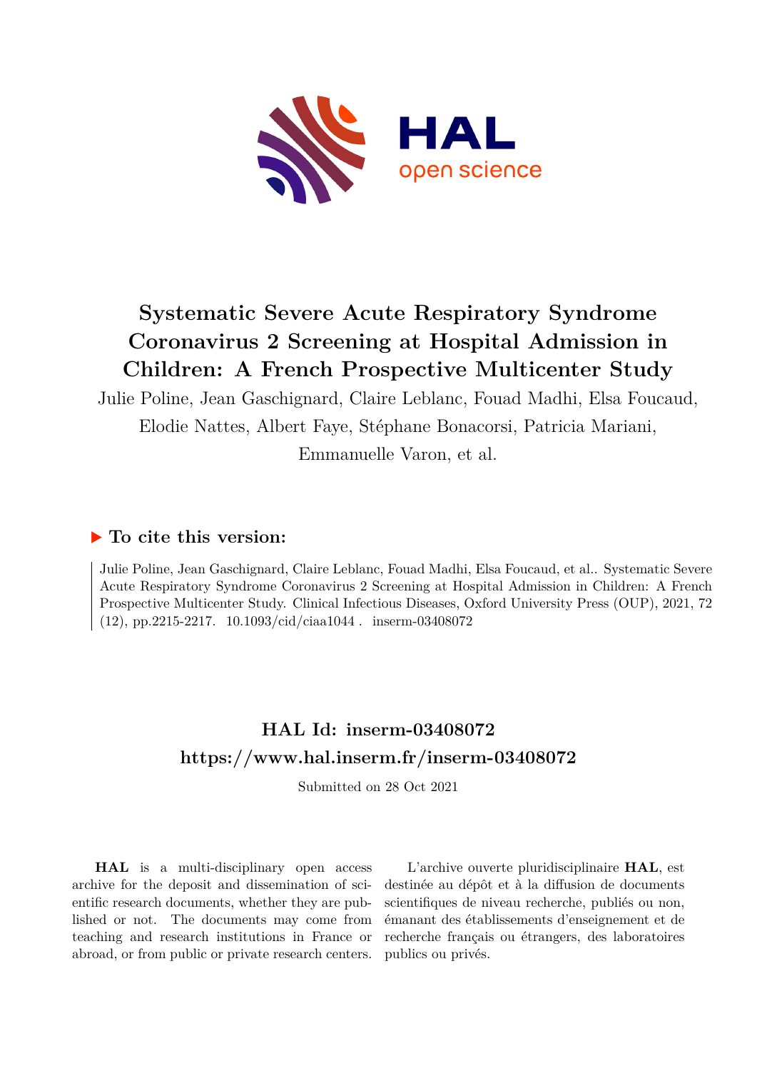# Systematic Severe Acute Respiratory Syndrome Coronavirus 2 Screening at Hospital Admission in Children: A French Prospective Multicenter Study

Julie Poline, Jean Gaschignard, Claire Leblanc, Fouad Madhi, Elsa Foucaud, Elodie Nattes, Albert Faye, Stéphane Bonacorsi, Patricia Mariani, Emmanuelle Varon, et al.

## ▶ To cite this version:

Julie Poline, Jean Gaschignard, Claire Leblanc, Fouad Madhi, Elsa Foucaud, et al.. Systematic Severe Acute Respiratory Syndrome Coronavirus 2 Screening at Hospital Admission in Children: A French Prospective Multicenter Study. Clinical Infectious Diseases, Oxford University Press (OUP), 2021, 72 (12), pp.2215-2217. 10.1093/cid/ciaa1044 . inserm-03408072

## HAL Id: inserm-03408072
## https://www.hal.inserm.fr/inserm-03408072

Submitted on 28 Oct 2021

**HAL** is a multi-disciplinary open access archive for the deposit and dissemination of scientific research documents, whether they are published or not. The documents may come from teaching and research institutions in France or abroad, or from public or private research centers.

L'archive ouverte pluridisciplinaire **HAL**, est destinée au dépôt et à la diffusion de documents scientifiques de niveau recherche, publiés ou non, émanant des établissements d'enseignement et de recherche français ou étrangers, des laboratoires publics ou privés.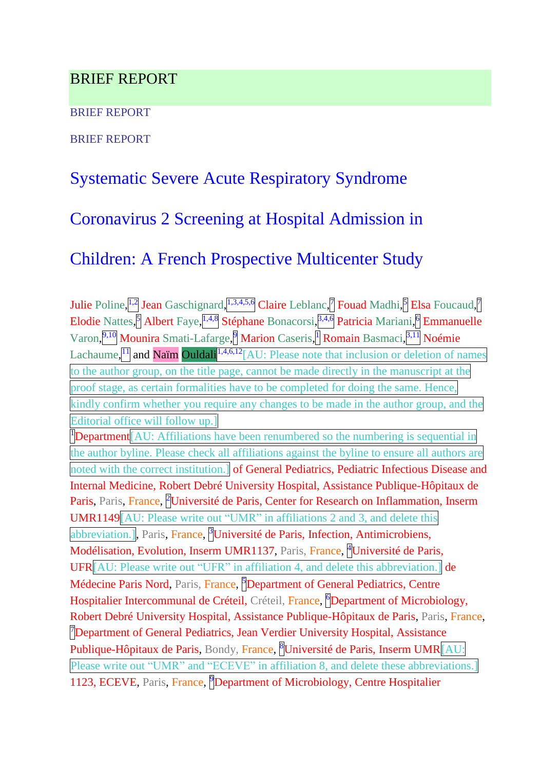BRIEF REPORT

BRIEF REPORT

BRIEF REPORT

# Systematic Severe Acute Respiratory Syndrome Coronavirus 2 Screening at Hospital Admission in Children: A French Prospective Multicenter Study

Julie Poline,[1,2] Jean Gaschignard,[1,3,4,5,6] Claire Leblanc,[7] Fouad Madhi,[5] Elsa Foucaud,[7] Elodie Nattes,[5] Albert Faye,[1,4,8] Stéphane Bonacorsi,[3,4,6] Patricia Mariani,[6] Emmanuelle Varon,[9,10] Mounira Smati-Lafarge,[9] Marion Caseris,[1] Romain Basmaci,[3,11] Noémie Lachaume,[11] and Naïm Ouldali[1,4,6,12][AU: Please note that inclusion or deletion of names to the author group, on the title page, cannot be made directly in the manuscript at the proof stage, as certain formalities have to be completed for doing the same. Hence, kindly confirm whether you require any changes to be made in the author group, and the Editorial office will follow up.]

[1]Department[AU: Affiliations have been renumbered so the numbering is sequential in the author byline. Please check all affiliations against the byline to ensure all authors are noted with the correct institution.] of General Pediatrics, Pediatric Infectious Disease and Internal Medicine, Robert Debré University Hospital, Assistance Publique-Hôpitaux de Paris, Paris, France, [2]Université de Paris, Center for Research on Inflammation, Inserm UMR1149[AU: Please write out "UMR" in affiliations 2 and 3, and delete this abbreviation.], Paris, France, [3]Université de Paris, Infection, Antimicrobiens, Modélisation, Evolution, Inserm UMR1137, Paris, France, [4]Université de Paris, UFR[AU: Please write out "UFR" in affiliation 4, and delete this abbreviation.] de Médecine Paris Nord, Paris, France, [5]Department of General Pediatrics, Centre Hospitalier Intercommunal de Créteil, Créteil, France, [6]Department of Microbiology, Robert Debré University Hospital, Assistance Publique-Hôpitaux de Paris, Paris, France, [7]Department of General Pediatrics, Jean Verdier University Hospital, Assistance Publique-Hôpitaux de Paris, Bondy, France, [8]Université de Paris, Inserm UMR[AU: Please write out "UMR" and "ECEVE" in affiliation 8, and delete these abbreviations.] 1123, ECEVE, Paris, France, [9]Department of Microbiology, Centre Hospitalier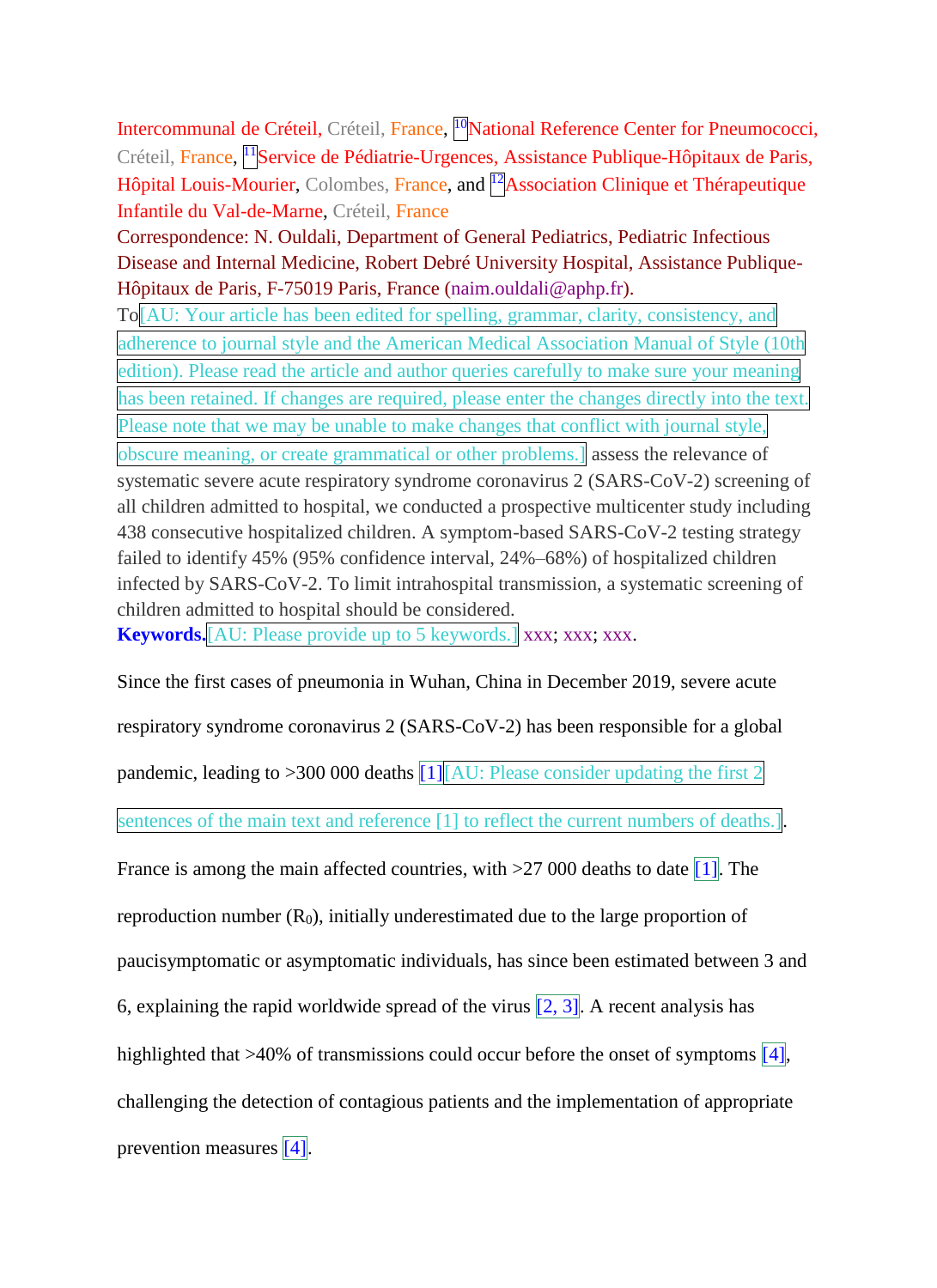Intercommunal de Créteil, Créteil, France, [10]National Reference Center for Pneumococci, Créteil, France, [11]Service de Pédiatrie-Urgences, Assistance Publique-Hôpitaux de Paris, Hôpital Louis-Mourier, Colombes, France, and [12]Association Clinique et Thérapeutique Infantile du Val-de-Marne, Créteil, France

Correspondence: N. Ouldali, Department of General Pediatrics, Pediatric Infectious Disease and Internal Medicine, Robert Debré University Hospital, Assistance Publique-Hôpitaux de Paris, F-75019 Paris, France (naim.ouldali@aphp.fr).

To[AU: Your article has been edited for spelling, grammar, clarity, consistency, and adherence to journal style and the American Medical Association Manual of Style (10th edition). Please read the article and author queries carefully to make sure your meaning has been retained. If changes are required, please enter the changes directly into the text. Please note that we may be unable to make changes that conflict with journal style, obscure meaning, or create grammatical or other problems.] assess the relevance of systematic severe acute respiratory syndrome coronavirus 2 (SARS-CoV-2) screening of all children admitted to hospital, we conducted a prospective multicenter study including 438 consecutive hospitalized children. A symptom-based SARS-CoV-2 testing strategy failed to identify 45% (95% confidence interval, 24%–68%) of hospitalized children infected by SARS-CoV-2. To limit intrahospital transmission, a systematic screening of children admitted to hospital should be considered.

**Keywords.**[AU: Please provide up to 5 keywords.] xxx; xxx; xxx.

Since the first cases of pneumonia in Wuhan, China in December 2019, severe acute respiratory syndrome coronavirus 2 (SARS-CoV-2) has been responsible for a global pandemic, leading to >300 000 deaths [1][AU: Please consider updating the first 2 sentences of the main text and reference [1] to reflect the current numbers of deaths.]. France is among the main affected countries, with >27 000 deaths to date [1]. The reproduction number ($R_0$), initially underestimated due to the large proportion of paucisymptomatic or asymptomatic individuals, has since been estimated between 3 and 6, explaining the rapid worldwide spread of the virus [2, 3]. A recent analysis has highlighted that >40% of transmissions could occur before the onset of symptoms [4], challenging the detection of contagious patients and the implementation of appropriate prevention measures [4].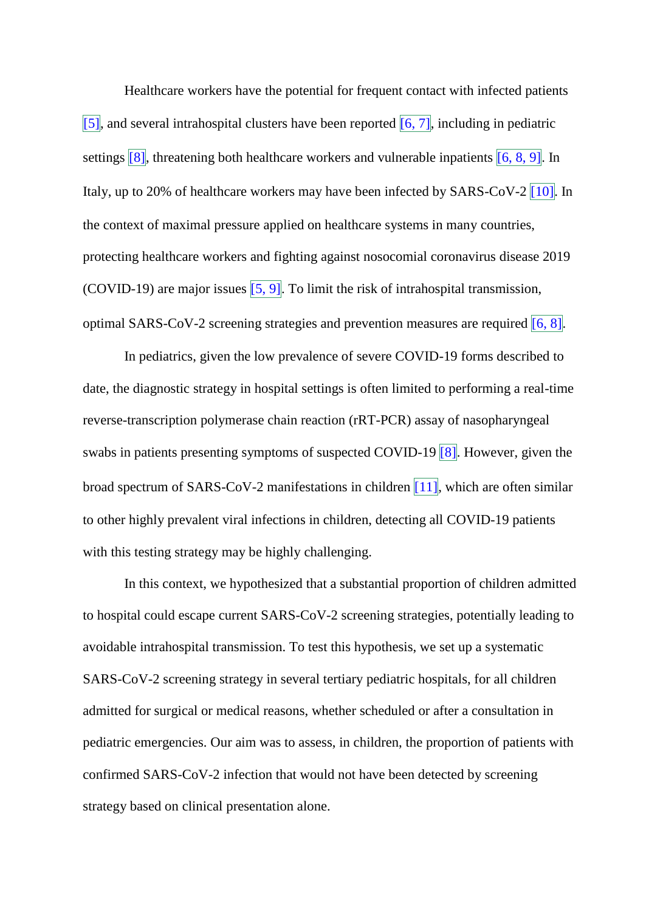Healthcare workers have the potential for frequent contact with infected patients [5], and several intrahospital clusters have been reported [6, 7], including in pediatric settings [8], threatening both healthcare workers and vulnerable inpatients [6, 8, 9]. In Italy, up to 20% of healthcare workers may have been infected by SARS-CoV-2 [10]. In the context of maximal pressure applied on healthcare systems in many countries, protecting healthcare workers and fighting against nosocomial coronavirus disease 2019 (COVID-19) are major issues [5, 9]. To limit the risk of intrahospital transmission, optimal SARS-CoV-2 screening strategies and prevention measures are required [6, 8].

In pediatrics, given the low prevalence of severe COVID-19 forms described to date, the diagnostic strategy in hospital settings is often limited to performing a real-time reverse-transcription polymerase chain reaction (rRT-PCR) assay of nasopharyngeal swabs in patients presenting symptoms of suspected COVID-19 [8]. However, given the broad spectrum of SARS-CoV-2 manifestations in children [11], which are often similar to other highly prevalent viral infections in children, detecting all COVID-19 patients with this testing strategy may be highly challenging.

In this context, we hypothesized that a substantial proportion of children admitted to hospital could escape current SARS-CoV-2 screening strategies, potentially leading to avoidable intrahospital transmission. To test this hypothesis, we set up a systematic SARS-CoV-2 screening strategy in several tertiary pediatric hospitals, for all children admitted for surgical or medical reasons, whether scheduled or after a consultation in pediatric emergencies. Our aim was to assess, in children, the proportion of patients with confirmed SARS-CoV-2 infection that would not have been detected by screening strategy based on clinical presentation alone.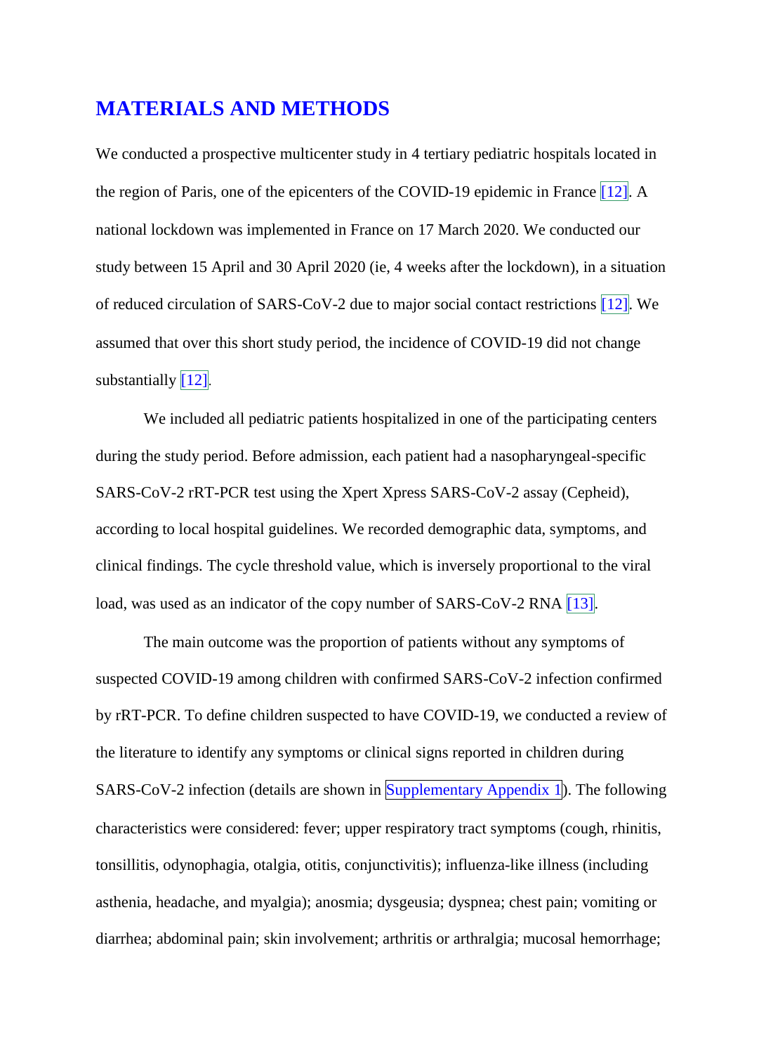## MATERIALS AND METHODS

We conducted a prospective multicenter study in 4 tertiary pediatric hospitals located in the region of Paris, one of the epicenters of the COVID-19 epidemic in France [12]. A national lockdown was implemented in France on 17 March 2020. We conducted our study between 15 April and 30 April 2020 (ie, 4 weeks after the lockdown), in a situation of reduced circulation of SARS-CoV-2 due to major social contact restrictions [12]. We assumed that over this short study period, the incidence of COVID-19 did not change substantially [12].

We included all pediatric patients hospitalized in one of the participating centers during the study period. Before admission, each patient had a nasopharyngeal-specific SARS-CoV-2 rRT-PCR test using the Xpert Xpress SARS-CoV-2 assay (Cepheid), according to local hospital guidelines. We recorded demographic data, symptoms, and clinical findings. The cycle threshold value, which is inversely proportional to the viral load, was used as an indicator of the copy number of SARS-CoV-2 RNA [13].

The main outcome was the proportion of patients without any symptoms of suspected COVID-19 among children with confirmed SARS-CoV-2 infection confirmed by rRT-PCR. To define children suspected to have COVID-19, we conducted a review of the literature to identify any symptoms or clinical signs reported in children during SARS-CoV-2 infection (details are shown in Supplementary Appendix 1). The following characteristics were considered: fever; upper respiratory tract symptoms (cough, rhinitis, tonsillitis, odynophagia, otalgia, otitis, conjunctivitis); influenza-like illness (including asthenia, headache, and myalgia); anosmia; dysgeusia; dyspnea; chest pain; vomiting or diarrhea; abdominal pain; skin involvement; arthritis or arthralgia; mucosal hemorrhage;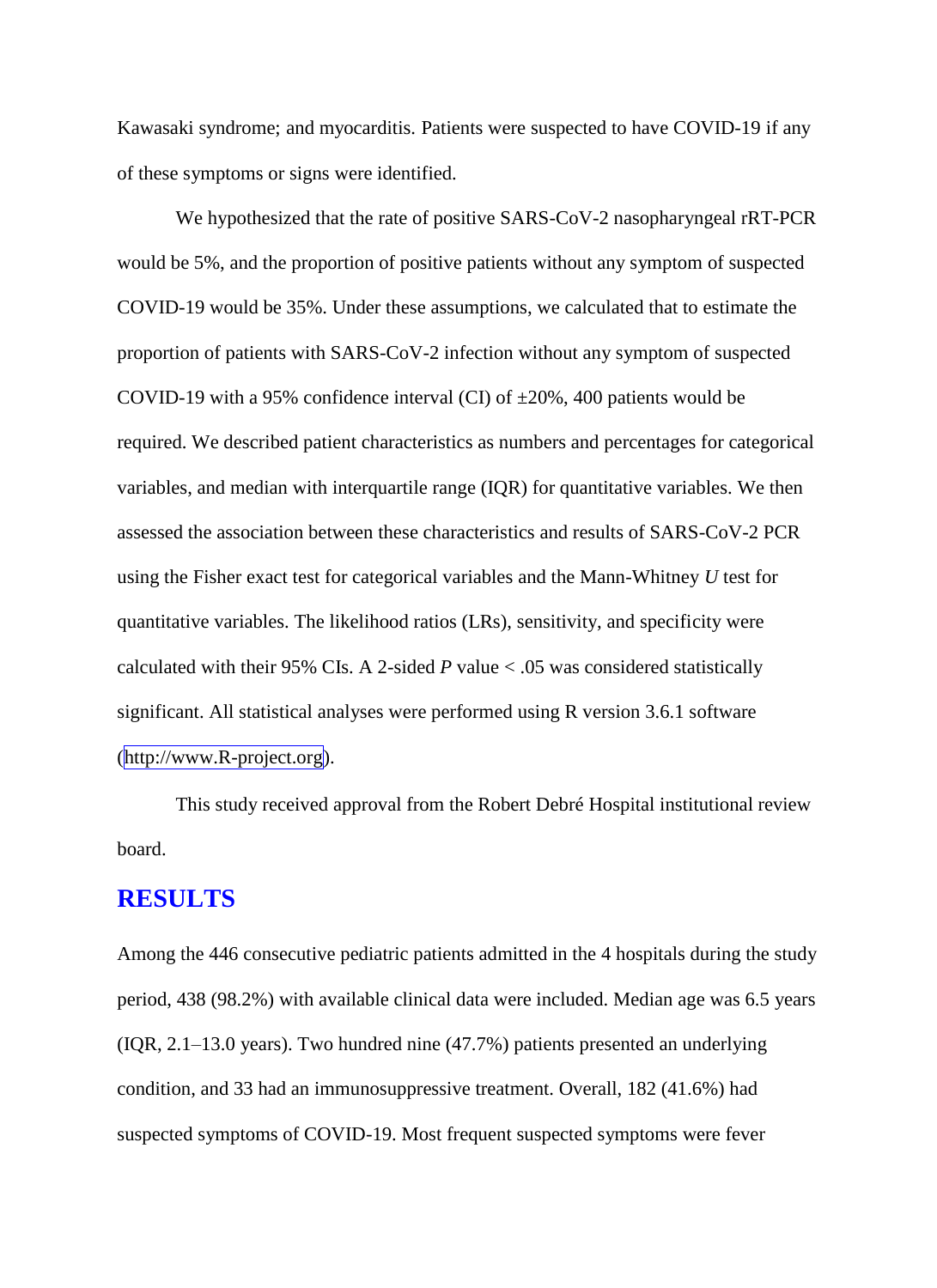Kawasaki syndrome; and myocarditis. Patients were suspected to have COVID-19 if any of these symptoms or signs were identified.

We hypothesized that the rate of positive SARS-CoV-2 nasopharyngeal rRT-PCR would be 5%, and the proportion of positive patients without any symptom of suspected COVID-19 would be 35%. Under these assumptions, we calculated that to estimate the proportion of patients with SARS-CoV-2 infection without any symptom of suspected COVID-19 with a 95% confidence interval (CI) of ±20%, 400 patients would be required. We described patient characteristics as numbers and percentages for categorical variables, and median with interquartile range (IQR) for quantitative variables. We then assessed the association between these characteristics and results of SARS-CoV-2 PCR using the Fisher exact test for categorical variables and the Mann-Whitney *U* test for quantitative variables. The likelihood ratios (LRs), sensitivity, and specificity were calculated with their 95% CIs. A 2-sided *P* value < .05 was considered statistically significant. All statistical analyses were performed using R version 3.6.1 software (http://www.R-project.org).

This study received approval from the Robert Debré Hospital institutional review board.

## RESULTS

Among the 446 consecutive pediatric patients admitted in the 4 hospitals during the study period, 438 (98.2%) with available clinical data were included. Median age was 6.5 years (IQR, 2.1–13.0 years). Two hundred nine (47.7%) patients presented an underlying condition, and 33 had an immunosuppressive treatment. Overall, 182 (41.6%) had suspected symptoms of COVID-19. Most frequent suspected symptoms were fever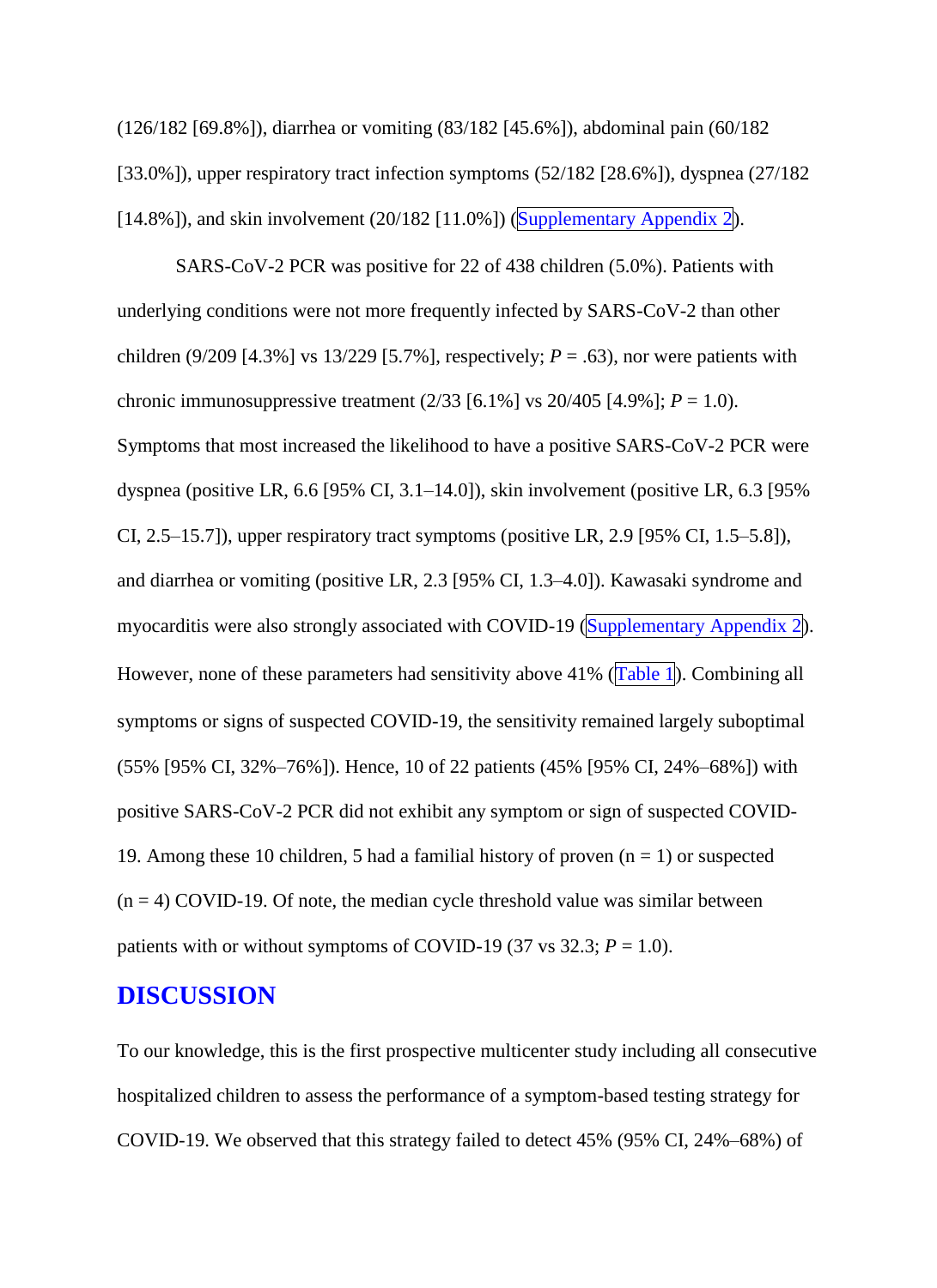(126/182 [69.8%]), diarrhea or vomiting (83/182 [45.6%]), abdominal pain (60/182 [33.0%]), upper respiratory tract infection symptoms (52/182 [28.6%]), dyspnea (27/182 [14.8%]), and skin involvement (20/182 [11.0%]) (Supplementary Appendix 2).

SARS-CoV-2 PCR was positive for 22 of 438 children (5.0%). Patients with underlying conditions were not more frequently infected by SARS-CoV-2 than other children (9/209 [4.3%] vs 13/229 [5.7%], respectively; $P = .63$), nor were patients with chronic immunosuppressive treatment (2/33 [6.1%] vs 20/405 [4.9%]; $P = 1.0$). Symptoms that most increased the likelihood to have a positive SARS-CoV-2 PCR were dyspnea (positive LR, 6.6 [95% CI, 3.1–14.0]), skin involvement (positive LR, 6.3 [95% CI, 2.5–15.7]), upper respiratory tract symptoms (positive LR, 2.9 [95% CI, 1.5–5.8]), and diarrhea or vomiting (positive LR, 2.3 [95% CI, 1.3–4.0]). Kawasaki syndrome and myocarditis were also strongly associated with COVID-19 (Supplementary Appendix 2). However, none of these parameters had sensitivity above 41% (Table 1). Combining all symptoms or signs of suspected COVID-19, the sensitivity remained largely suboptimal (55% [95% CI, 32%–76%]). Hence, 10 of 22 patients (45% [95% CI, 24%–68%]) with positive SARS-CoV-2 PCR did not exhibit any symptom or sign of suspected COVID-19. Among these 10 children, 5 had a familial history of proven (n = 1) or suspected (n = 4) COVID-19. Of note, the median cycle threshold value was similar between patients with or without symptoms of COVID-19 (37 vs 32.3; $P = 1.0$).

## DISCUSSION

To our knowledge, this is the first prospective multicenter study including all consecutive hospitalized children to assess the performance of a symptom-based testing strategy for COVID-19. We observed that this strategy failed to detect 45% (95% CI, 24%–68%) of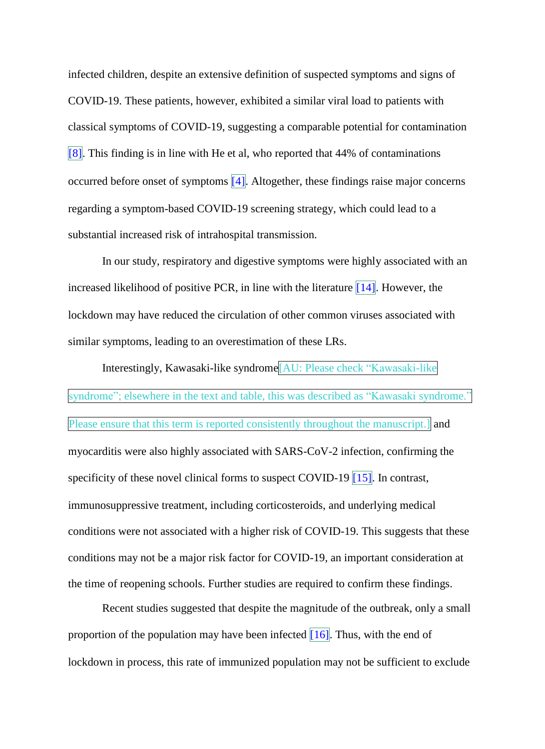infected children, despite an extensive definition of suspected symptoms and signs of COVID-19. These patients, however, exhibited a similar viral load to patients with classical symptoms of COVID-19, suggesting a comparable potential for contamination [8]. This finding is in line with He et al, who reported that 44% of contaminations occurred before onset of symptoms [4]. Altogether, these findings raise major concerns regarding a symptom-based COVID-19 screening strategy, which could lead to a substantial increased risk of intrahospital transmission.

In our study, respiratory and digestive symptoms were highly associated with an increased likelihood of positive PCR, in line with the literature [14]. However, the lockdown may have reduced the circulation of other common viruses associated with similar symptoms, leading to an overestimation of these LRs.

Interestingly, Kawasaki-like syndrome[AU: Please check "Kawasaki-like syndrome"; elsewhere in the text and table, this was described as "Kawasaki syndrome." Please ensure that this term is reported consistently throughout the manuscript.] and myocarditis were also highly associated with SARS-CoV-2 infection, confirming the specificity of these novel clinical forms to suspect COVID-19 [15]. In contrast, immunosuppressive treatment, including corticosteroids, and underlying medical conditions were not associated with a higher risk of COVID-19. This suggests that these conditions may not be a major risk factor for COVID-19, an important consideration at the time of reopening schools. Further studies are required to confirm these findings.

Recent studies suggested that despite the magnitude of the outbreak, only a small proportion of the population may have been infected [16]. Thus, with the end of lockdown in process, this rate of immunized population may not be sufficient to exclude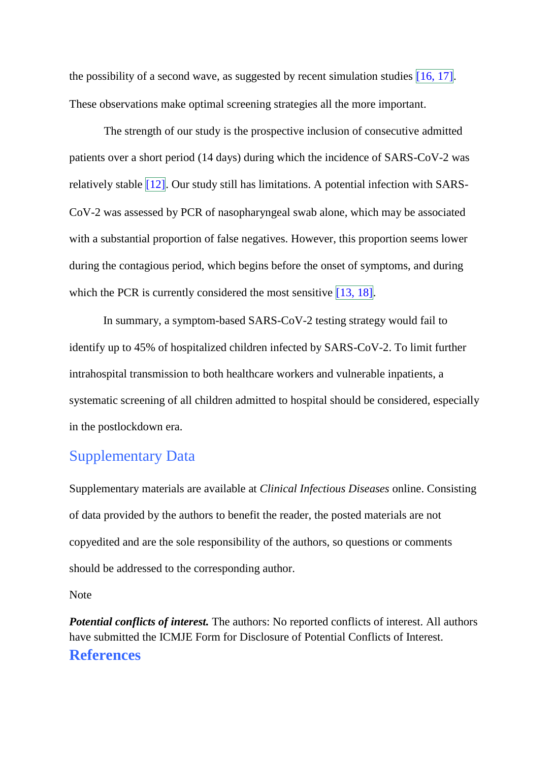the possibility of a second wave, as suggested by recent simulation studies [16, 17]. These observations make optimal screening strategies all the more important.

The strength of our study is the prospective inclusion of consecutive admitted patients over a short period (14 days) during which the incidence of SARS-CoV-2 was relatively stable [12]. Our study still has limitations. A potential infection with SARS-CoV-2 was assessed by PCR of nasopharyngeal swab alone, which may be associated with a substantial proportion of false negatives. However, this proportion seems lower during the contagious period, which begins before the onset of symptoms, and during which the PCR is currently considered the most sensitive [13, 18].

In summary, a symptom-based SARS-CoV-2 testing strategy would fail to identify up to 45% of hospitalized children infected by SARS-CoV-2. To limit further intrahospital transmission to both healthcare workers and vulnerable inpatients, a systematic screening of all children admitted to hospital should be considered, especially in the postlockdown era.

## Supplementary Data

Supplementary materials are available at *Clinical Infectious Diseases* online. Consisting of data provided by the authors to benefit the reader, the posted materials are not copyedited and are the sole responsibility of the authors, so questions or comments should be addressed to the corresponding author.

Note

***Potential conflicts of interest.*** The authors: No reported conflicts of interest. All authors have submitted the ICMJE Form for Disclosure of Potential Conflicts of Interest.

## References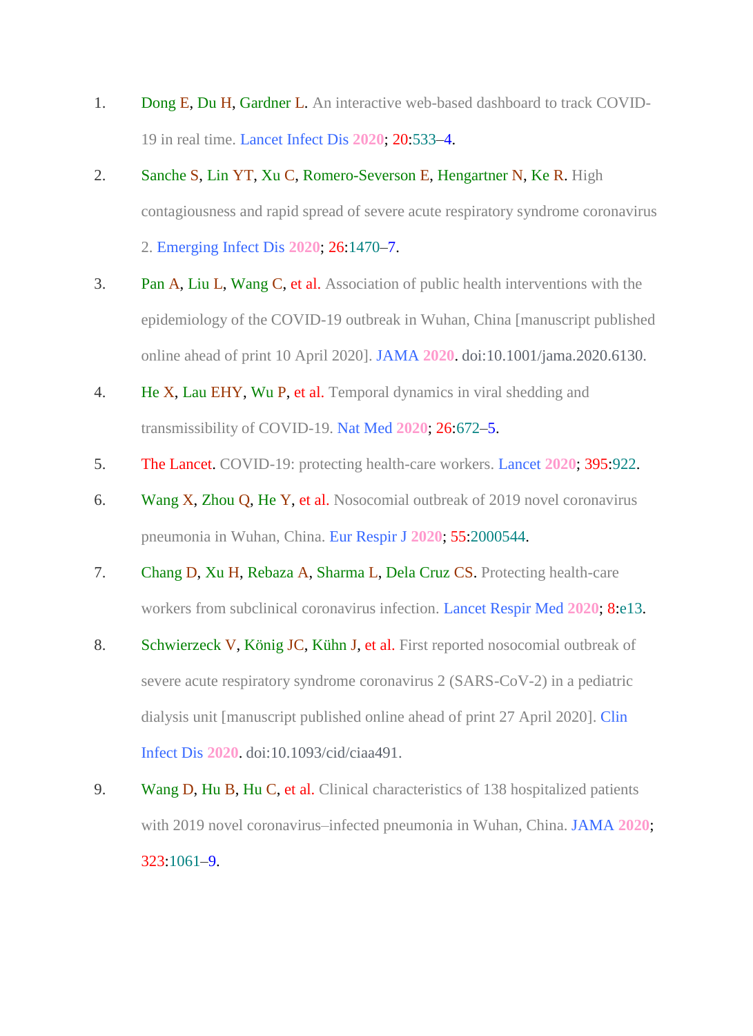1. Dong E, Du H, Gardner L. An interactive web-based dashboard to track COVID-19 in real time. Lancet Infect Dis 2020; 20:533–4.
2. Sanche S, Lin YT, Xu C, Romero-Severson E, Hengartner N, Ke R. High contagiousness and rapid spread of severe acute respiratory syndrome coronavirus 2. Emerging Infect Dis 2020; 26:1470–7.
3. Pan A, Liu L, Wang C, et al. Association of public health interventions with the epidemiology of the COVID-19 outbreak in Wuhan, China [manuscript published online ahead of print 10 April 2020]. JAMA 2020. doi:10.1001/jama.2020.6130.
4. He X, Lau EHY, Wu P, et al. Temporal dynamics in viral shedding and transmissibility of COVID-19. Nat Med 2020; 26:672–5.
5. The Lancet. COVID-19: protecting health-care workers. Lancet 2020; 395:922.
6. Wang X, Zhou Q, He Y, et al. Nosocomial outbreak of 2019 novel coronavirus pneumonia in Wuhan, China. Eur Respir J 2020; 55:2000544.
7. Chang D, Xu H, Rebaza A, Sharma L, Dela Cruz CS. Protecting health-care workers from subclinical coronavirus infection. Lancet Respir Med 2020; 8:e13.
8. Schwierzeck V, König JC, Kühn J, et al. First reported nosocomial outbreak of severe acute respiratory syndrome coronavirus 2 (SARS-CoV-2) in a pediatric dialysis unit [manuscript published online ahead of print 27 April 2020]. Clin Infect Dis 2020. doi:10.1093/cid/ciaa491.
9. Wang D, Hu B, Hu C, et al. Clinical characteristics of 138 hospitalized patients with 2019 novel coronavirus–infected pneumonia in Wuhan, China. JAMA 2020; 323:1061–9.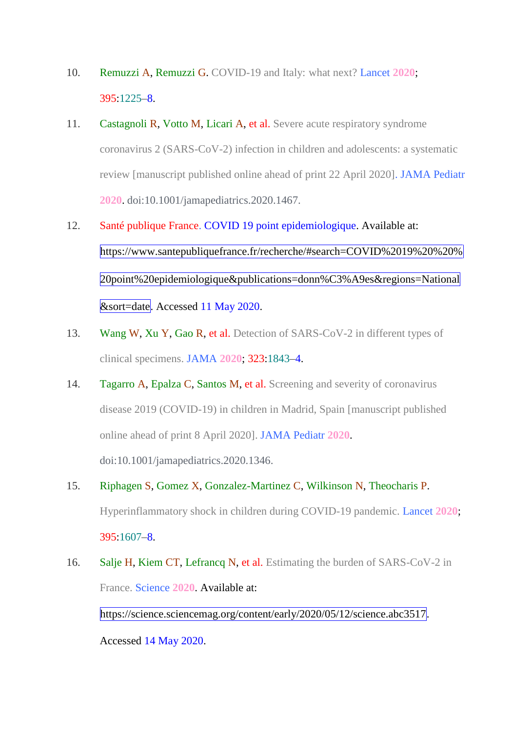10. Remuzzi A, Remuzzi G. COVID-19 and Italy: what next? Lancet 2020; 395:1225–8.

11. Castagnoli R, Votto M, Licari A, et al. Severe acute respiratory syndrome coronavirus 2 (SARS-CoV-2) infection in children and adolescents: a systematic review [manuscript published online ahead of print 22 April 2020]. JAMA Pediatr 2020. doi:10.1001/jamapediatrics.2020.1467.

12. Santé publique France. COVID 19 point epidemiologique. Available at: https://www.santepubliquefrance.fr/recherche/#search=COVID%2019%20%20%20point%20epidemiologique&publications=donn%C3%A9es&regions=National&sort=date. Accessed 11 May 2020.

13. Wang W, Xu Y, Gao R, et al. Detection of SARS-CoV-2 in different types of clinical specimens. JAMA 2020; 323:1843–4.

14. Tagarro A, Epalza C, Santos M, et al. Screening and severity of coronavirus disease 2019 (COVID-19) in children in Madrid, Spain [manuscript published online ahead of print 8 April 2020]. JAMA Pediatr 2020. doi:10.1001/jamapediatrics.2020.1346.

15. Riphagen S, Gomez X, Gonzalez-Martinez C, Wilkinson N, Theocharis P. Hyperinflammatory shock in children during COVID-19 pandemic. Lancet 2020; 395:1607–8.

16. Salje H, Kiem CT, Lefrancq N, et al. Estimating the burden of SARS-CoV-2 in France. Science 2020. Available at: https://science.sciencemag.org/content/early/2020/05/12/science.abc3517. Accessed 14 May 2020.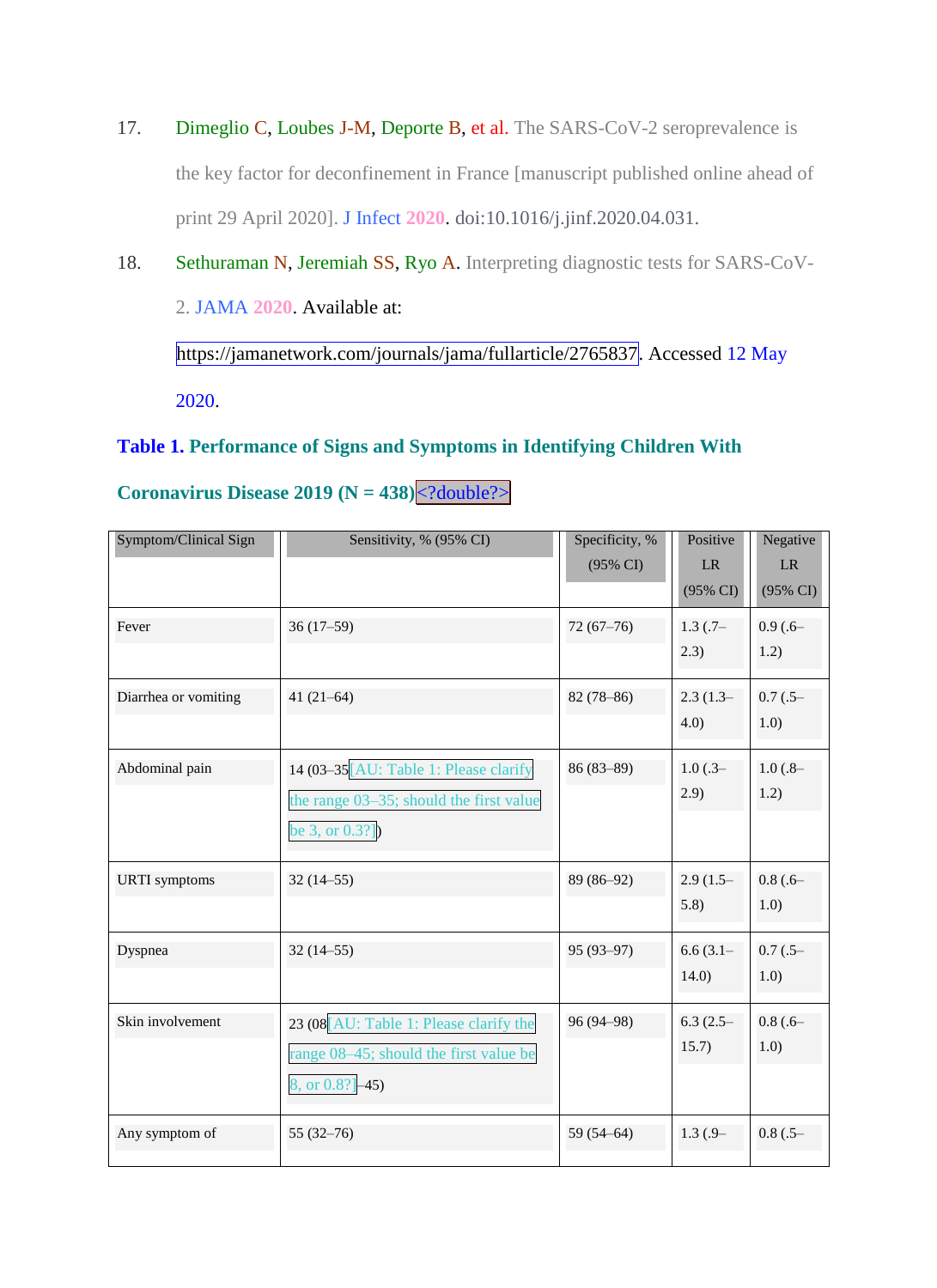17. Dimeglio C, Loubes J-M, Deporte B, et al. The SARS-CoV-2 seroprevalence is the key factor for deconfinement in France [manuscript published online ahead of print 29 April 2020]. J Infect 2020. doi:10.1016/j.jinf.2020.04.031.

18. Sethuraman N, Jeremiah SS, Ryo A. Interpreting diagnostic tests for SARS-CoV-2. JAMA 2020. Available at: https://jamanetwork.com/journals/jama/fullarticle/2765837. Accessed 12 May 2020.

**Table 1. Performance of Signs and Symptoms in Identifying Children With Coronavirus Disease 2019 (N = 438)**<?double?>

| Symptom/Clinical Sign | Sensitivity, % (95% CI) | Specificity, % (95% CI) | Positive LR (95% CI) | Negative LR (95% CI) |
|---|---|---|---|---|
| Fever | 36 (17–59) | 72 (67–76) | 1.3 (.7–2.3) | 0.9 (.6–1.2) |
| Diarrhea or vomiting | 41 (21–64) | 82 (78–86) | 2.3 (1.3–4.0) | 0.7 (.5–1.0) |
| Abdominal pain | 14 (03–35[AU: Table 1: Please clarify the range 03–35; should the first value be 3, or 0.3?]) | 86 (83–89) | 1.0 (.3–2.9) | 1.0 (.8–1.2) |
| URTI symptoms | 32 (14–55) | 89 (86–92) | 2.9 (1.5–5.8) | 0.8 (.6–1.0) |
| Dyspnea | 32 (14–55) | 95 (93–97) | 6.6 (3.1–14.0) | 0.7 (.5–1.0) |
| Skin involvement | 23 (08[AU: Table 1: Please clarify the range 08–45; should the first value be 8, or 0.8?]–45) | 96 (94–98) | 6.3 (2.5–15.7) | 0.8 (.6–1.0) |
| Any symptom of | 55 (32–76) | 59 (54–64) | 1.3 (.9– | 0.8 (.5– |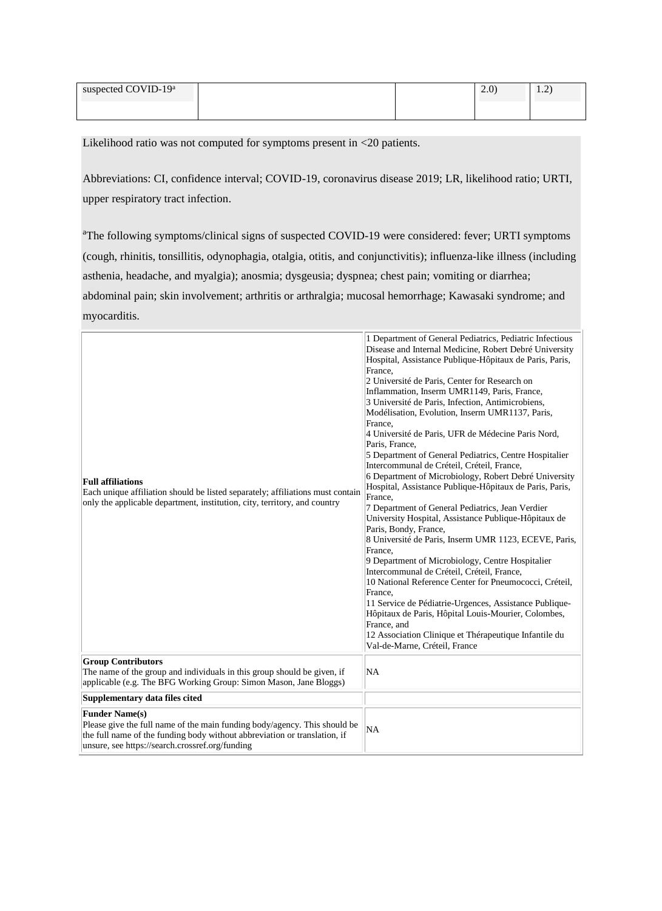| | | | | |
|---|---|---|---|---|
| suspected COVID-19[a] | | | 2.0) | 1.2) |

Likelihood ratio was not computed for symptoms present in <20 patients.

Abbreviations: CI, confidence interval; COVID-19, coronavirus disease 2019; LR, likelihood ratio; URTI, upper respiratory tract infection.

[a]The following symptoms/clinical signs of suspected COVID-19 were considered: fever; URTI symptoms (cough, rhinitis, tonsillitis, odynophagia, otalgia, otitis, and conjunctivitis); influenza-like illness (including asthenia, headache, and myalgia); anosmia; dysgeusia; dyspnea; chest pain; vomiting or diarrhea; abdominal pain; skin involvement; arthritis or arthralgia; mucosal hemorrhage; Kawasaki syndrome; and myocarditis.

| | |
|---|---|
| **Full affiliations**<br>Each unique affiliation should be listed separately; affiliations must contain only the applicable department, institution, city, territory, and country | 1 Department of General Pediatrics, Pediatric Infectious Disease and Internal Medicine, Robert Debré University Hospital, Assistance Publique-Hôpitaux de Paris, Paris, France,<br>2 Université de Paris, Center for Research on Inflammation, Inserm UMR1149, Paris, France,<br>3 Université de Paris, Infection, Antimicrobiens, Modélisation, Evolution, Inserm UMR1137, Paris, France,<br>4 Université de Paris, UFR de Médecine Paris Nord, Paris, France,<br>5 Department of General Pediatrics, Centre Hospitalier Intercommunal de Créteil, Créteil, France,<br>6 Department of Microbiology, Robert Debré University Hospital, Assistance Publique-Hôpitaux de Paris, Paris, France,<br>7 Department of General Pediatrics, Jean Verdier University Hospital, Assistance Publique-Hôpitaux de Paris, Bondy, France,<br>8 Université de Paris, Inserm UMR 1123, ECEVE, Paris, France,<br>9 Department of Microbiology, Centre Hospitalier Intercommunal de Créteil, Créteil, France,<br>10 National Reference Center for Pneumococci, Créteil, France,<br>11 Service de Pédiatrie-Urgences, Assistance Publique-Hôpitaux de Paris, Hôpital Louis-Mourier, Colombes, France, and<br>12 Association Clinique et Thérapeutique Infantile du Val-de-Marne, Créteil, France |
| **Group Contributors**<br>The name of the group and individuals in this group should be given, if applicable (e.g. The BFG Working Group: Simon Mason, Jane Bloggs) | NA |
| **Supplementary data files cited** | |
| **Funder Name(s)**<br>Please give the full name of the main funding body/agency. This should be the full name of the funding body without abbreviation or translation, if unsure, see https://search.crossref.org/funding | NA |